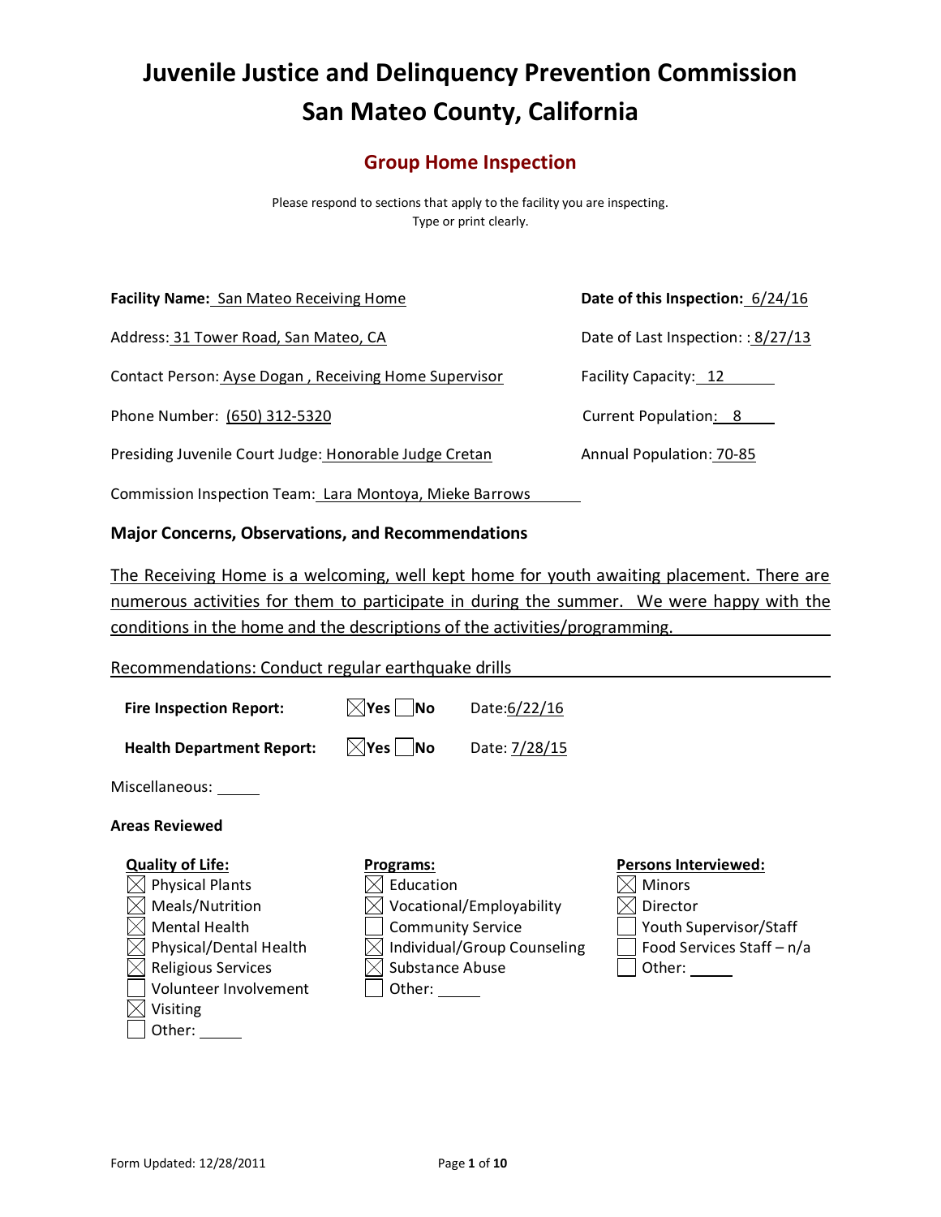# Juvenile Justice and Delinquency Prevention Commission
# San Mateo County, California

## Group Home Inspection

Please respond to sections that apply to the facility you are inspecting.
Type or print clearly.

**Facility Name:** San Mateo Receiving Home

**Date of this Inspection:** 6/24/16

Address: 31 Tower Road, San Mateo, CA

Date of Last Inspection: : 8/27/13

Contact Person: Ayse Dogan , Receiving Home Supervisor

Facility Capacity: 12

Phone Number: (650) 312-5320

Current Population: 8

Presiding Juvenile Court Judge: Honorable Judge Cretan

Annual Population: 70-85

Commission Inspection Team: Lara Montoya, Mieke Barrows

### Major Concerns, Observations, and Recommendations

The Receiving Home is a welcoming, well kept home for youth awaiting placement. There are numerous activities for them to participate in during the summer. We were happy with the conditions in the home and the descriptions of the activities/programming.

Recommendations: Conduct regular earthquake drills

**Fire Inspection Report:** ☒ **Yes** ☐ **No** Date: 6/22/16

**Health Department Report:** ☒ **Yes** ☐ **No** Date: 7/28/15

Miscellaneous: ______

### Areas Reviewed

**Quality of Life:**
- ☒ Physical Plants
- ☒ Meals/Nutrition
- ☒ Mental Health
- ☒ Physical/Dental Health
- ☒ Religious Services
- ☐ Volunteer Involvement
- ☒ Visiting
- ☐ Other: ______

**Programs:**
- ☒ Education
- ☒ Vocational/Employability
- ☐ Community Service
- ☒ Individual/Group Counseling
- ☒ Substance Abuse
- ☐ Other: ______

**Persons Interviewed:**
- ☒ Minors
- ☒ Director
- ☐ Youth Supervisor/Staff
- ☐ Food Services Staff – n/a
- ☐ Other: ______

Form Updated: 12/28/2011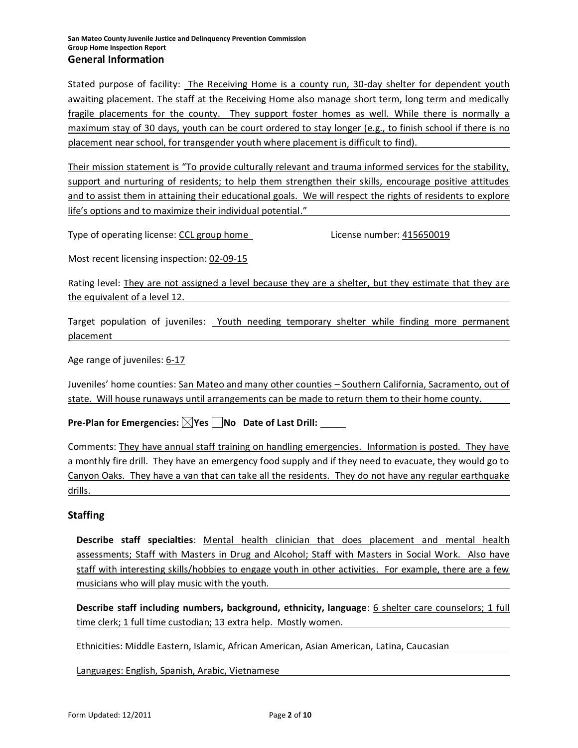San Mateo County Juvenile Justice and Delinquency Prevention Commission
Group Home Inspection Report

## General Information

Stated purpose of facility: The Receiving Home is a county run, 30-day shelter for dependent youth awaiting placement. The staff at the Receiving Home also manage short term, long term and medically fragile placements for the county. They support foster homes as well. While there is normally a maximum stay of 30 days, youth can be court ordered to stay longer (e.g., to finish school if there is no placement near school, for transgender youth where placement is difficult to find).

Their mission statement is "To provide culturally relevant and trauma informed services for the stability, support and nurturing of residents; to help them strengthen their skills, encourage positive attitudes and to assist them in attaining their educational goals. We will respect the rights of residents to explore life's options and to maximize their individual potential."

Type of operating license: CCL group home License number: 415650019

Most recent licensing inspection: 02-09-15

Rating level: They are not assigned a level because they are a shelter, but they estimate that they are the equivalent of a level 12.

Target population of juveniles: Youth needing temporary shelter while finding more permanent placement

Age range of juveniles: 6-17

Juveniles' home counties: San Mateo and many other counties – Southern California, Sacramento, out of state. Will house runaways until arrangements can be made to return them to their home county.

**Pre-Plan for Emergencies:** ☒ **Yes** ☐ **No** **Date of Last Drill:** ____

Comments: They have annual staff training on handling emergencies. Information is posted. They have a monthly fire drill. They have an emergency food supply and if they need to evacuate, they would go to Canyon Oaks. They have a van that can take all the residents. They do not have any regular earthquake drills.

## Staffing

**Describe staff specialties**: Mental health clinician that does placement and mental health assessments; Staff with Masters in Drug and Alcohol; Staff with Masters in Social Work. Also have staff with interesting skills/hobbies to engage youth in other activities. For example, there are a few musicians who will play music with the youth.

**Describe staff including numbers, background, ethnicity, language**: 6 shelter care counselors; 1 full time clerk; 1 full time custodian; 13 extra help. Mostly women.

Ethnicities: Middle Eastern, Islamic, African American, Asian American, Latina, Caucasian

Languages: English, Spanish, Arabic, Vietnamese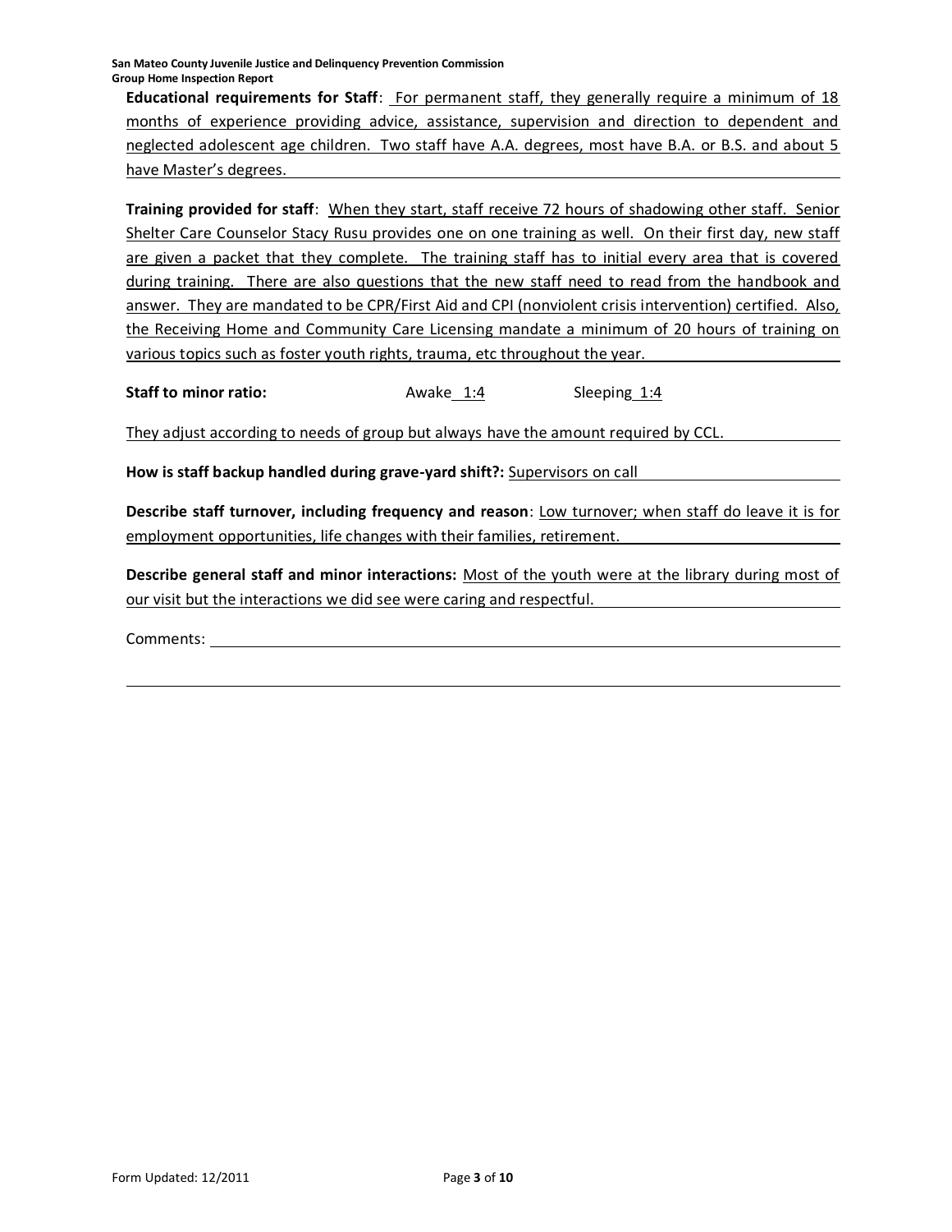**Educational requirements for Staff**: For permanent staff, they generally require a minimum of 18 months of experience providing advice, assistance, supervision and direction to dependent and neglected adolescent age children. Two staff have A.A. degrees, most have B.A. or B.S. and about 5 have Master's degrees.

**Training provided for staff**: When they start, staff receive 72 hours of shadowing other staff. Senior Shelter Care Counselor Stacy Rusu provides one on one training as well. On their first day, new staff are given a packet that they complete. The training staff has to initial every area that is covered during training. There are also questions that the new staff need to read from the handbook and answer. They are mandated to be CPR/First Aid and CPI (nonviolent crisis intervention) certified. Also, the Receiving Home and Community Care Licensing mandate a minimum of 20 hours of training on various topics such as foster youth rights, trauma, etc throughout the year.

**Staff to minor ratio:** Awake 1:4 Sleeping 1:4

They adjust according to needs of group but always have the amount required by CCL.

**How is staff backup handled during grave-yard shift?:** Supervisors on call

**Describe staff turnover, including frequency and reason**: Low turnover; when staff do leave it is for employment opportunities, life changes with their families, retirement.

**Describe general staff and minor interactions:** Most of the youth were at the library during most of our visit but the interactions we did see were caring and respectful.

Comments: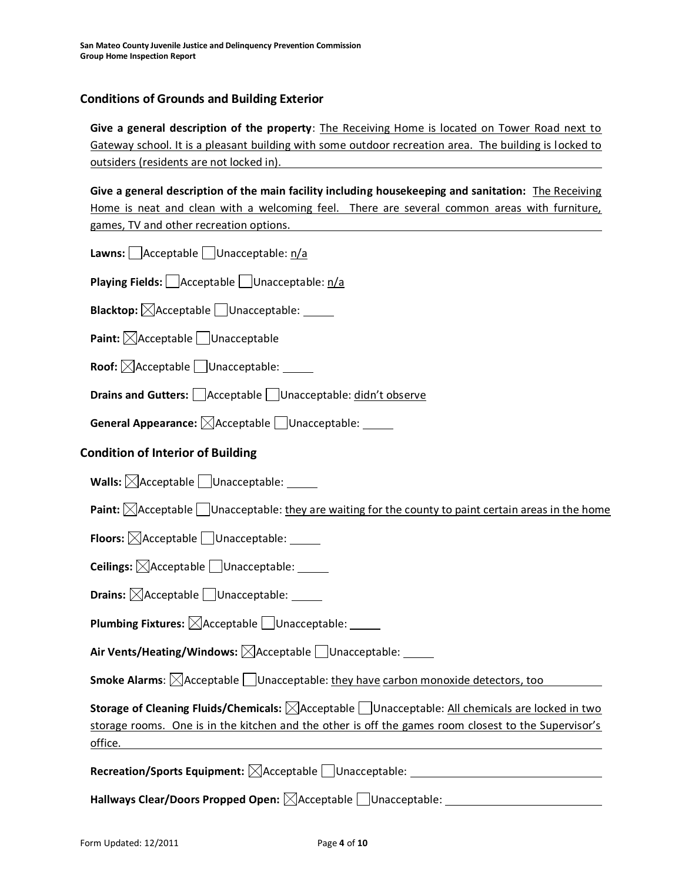## Conditions of Grounds and Building Exterior

**Give a general description of the property**: The Receiving Home is located on Tower Road next to Gateway school. It is a pleasant building with some outdoor recreation area. The building is locked to outsiders (residents are not locked in).

**Give a general description of the main facility including housekeeping and sanitation:** The Receiving Home is neat and clean with a welcoming feel. There are several common areas with furniture, games, TV and other recreation options.

**Lawns:** ☐ Acceptable ☐ Unacceptable: n/a

**Playing Fields:** ☐ Acceptable ☐ Unacceptable: n/a

**Blacktop:** ☒ Acceptable ☐ Unacceptable:

**Paint:** ☒ Acceptable ☐ Unacceptable

**Roof:** ☒ Acceptable ☐ Unacceptable:

**Drains and Gutters:** ☐ Acceptable ☐ Unacceptable: didn't observe

**General Appearance:** ☒ Acceptable ☐ Unacceptable:

## Condition of Interior of Building

**Walls:** ☒ Acceptable ☐ Unacceptable:

**Paint:** ☒ Acceptable ☐ Unacceptable: they are waiting for the county to paint certain areas in the home

**Floors:** ☒ Acceptable ☐ Unacceptable:

**Ceilings:** ☒ Acceptable ☐ Unacceptable:

**Drains:** ☒ Acceptable ☐ Unacceptable:

**Plumbing Fixtures:** ☒ Acceptable ☐ Unacceptable:

**Air Vents/Heating/Windows:** ☒ Acceptable ☐ Unacceptable:

**Smoke Alarms**: ☒ Acceptable ☐ Unacceptable: they have carbon monoxide detectors, too

**Storage of Cleaning Fluids/Chemicals:** ☒ Acceptable ☐ Unacceptable: All chemicals are locked in two storage rooms. One is in the kitchen and the other is off the games room closest to the Supervisor's office.

**Recreation/Sports Equipment:** ☒ Acceptable ☐ Unacceptable:

**Hallways Clear/Doors Propped Open:** ☒ Acceptable ☐ Unacceptable: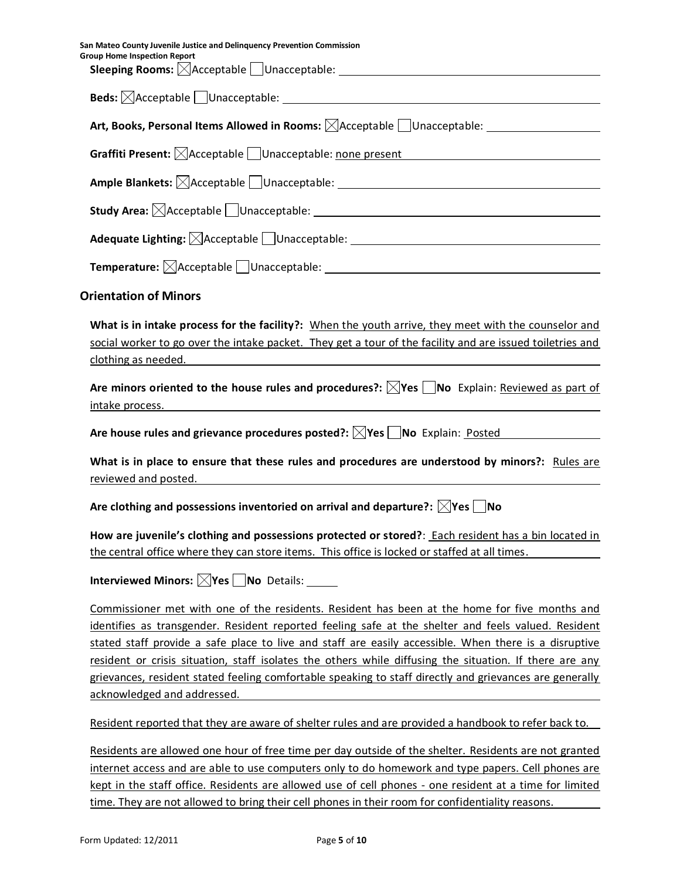**Sleeping Rooms:** ☒Acceptable ☐Unacceptable:

**Beds:** ☒Acceptable ☐Unacceptable:

**Art, Books, Personal Items Allowed in Rooms:** ☒Acceptable ☐Unacceptable:

**Graffiti Present:** ☒Acceptable ☐Unacceptable: none present

**Ample Blankets:** ☒Acceptable ☐Unacceptable:

**Study Area:** ☒Acceptable ☐Unacceptable:

**Adequate Lighting:** ☒Acceptable ☐Unacceptable:

**Temperature:** ☒Acceptable ☐Unacceptable:

## Orientation of Minors

**What is in intake process for the facility?:** When the youth arrive, they meet with the counselor and social worker to go over the intake packet. They get a tour of the facility and are issued toiletries and clothing as needed.

**Are minors oriented to the house rules and procedures?:** ☒**Yes** ☐**No** Explain: Reviewed as part of intake process.

**Are house rules and grievance procedures posted?:** ☒**Yes** ☐**No** Explain: Posted

**What is in place to ensure that these rules and procedures are understood by minors?:** Rules are reviewed and posted.

**Are clothing and possessions inventoried on arrival and departure?:** ☒**Yes** ☐**No**

**How are juvenile's clothing and possessions protected or stored?**: Each resident has a bin located in the central office where they can store items. This office is locked or staffed at all times.

**Interviewed Minors:** ☒**Yes** ☐**No** Details:

Commissioner met with one of the residents. Resident has been at the home for five months and identifies as transgender. Resident reported feeling safe at the shelter and feels valued. Resident stated staff provide a safe place to live and staff are easily accessible. When there is a disruptive resident or crisis situation, staff isolates the others while diffusing the situation. If there are any grievances, resident stated feeling comfortable speaking to staff directly and grievances are generally acknowledged and addressed.

Resident reported that they are aware of shelter rules and are provided a handbook to refer back to.

Residents are allowed one hour of free time per day outside of the shelter. Residents are not granted internet access and are able to use computers only to do homework and type papers. Cell phones are kept in the staff office. Residents are allowed use of cell phones - one resident at a time for limited time. They are not allowed to bring their cell phones in their room for confidentiality reasons.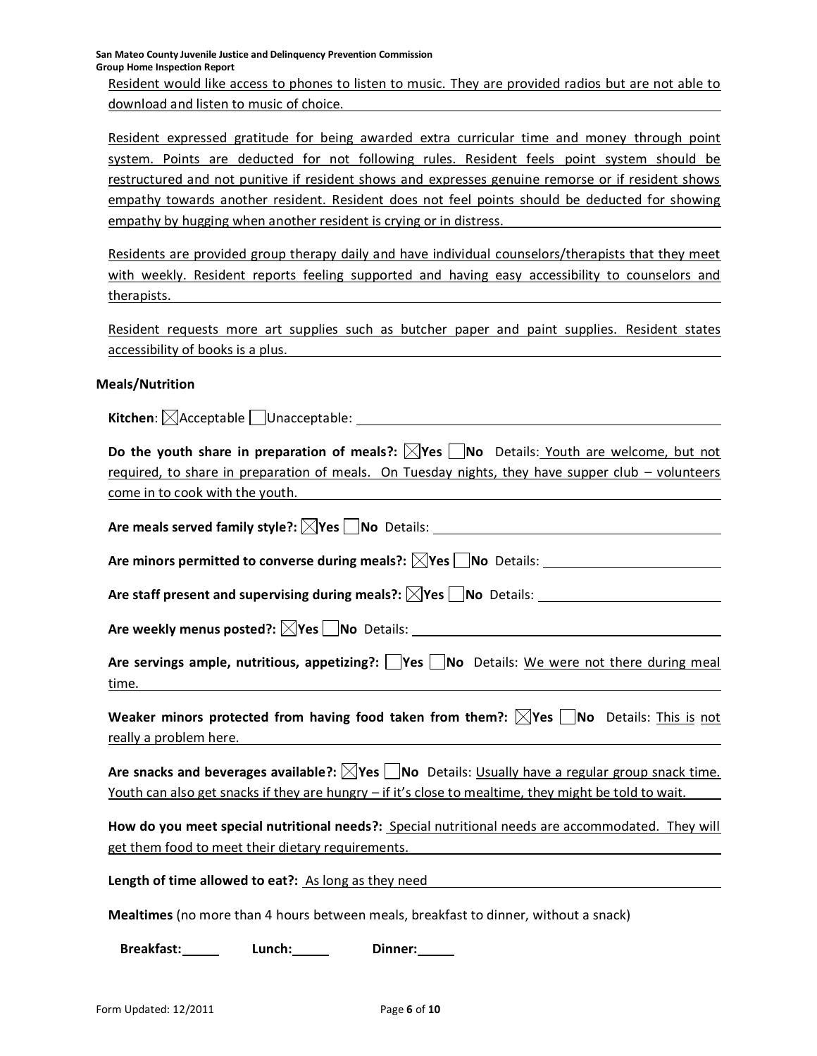Resident would like access to phones to listen to music. They are provided radios but are not able to download and listen to music of choice.

Resident expressed gratitude for being awarded extra curricular time and money through point system. Points are deducted for not following rules. Resident feels point system should be restructured and not punitive if resident shows and expresses genuine remorse or if resident shows empathy towards another resident. Resident does not feel points should be deducted for showing empathy by hugging when another resident is crying or in distress.

Residents are provided group therapy daily and have individual counselors/therapists that they meet with weekly. Resident reports feeling supported and having easy accessibility to counselors and therapists.

Resident requests more art supplies such as butcher paper and paint supplies. Resident states accessibility of books is a plus.

### Meals/Nutrition

**Kitchen**: ☒ Acceptable ☐ Unacceptable:

**Do the youth share in preparation of meals?:** ☒ **Yes** ☐ **No** Details: Youth are welcome, but not required, to share in preparation of meals. On Tuesday nights, they have supper club – volunteers come in to cook with the youth.

**Are meals served family style?:** ☒ **Yes** ☐ **No** Details:

**Are minors permitted to converse during meals?:** ☒ **Yes** ☐ **No** Details:

**Are staff present and supervising during meals?:** ☒ **Yes** ☐ **No** Details:

**Are weekly menus posted?:** ☒ **Yes** ☐ **No** Details:

**Are servings ample, nutritious, appetizing?:** ☐ **Yes** ☐ **No** Details: We were not there during meal time.

**Weaker minors protected from having food taken from them?:** ☒ **Yes** ☐ **No** Details: This is not really a problem here.

**Are snacks and beverages available?:** ☒ **Yes** ☐ **No** Details: Usually have a regular group snack time. Youth can also get snacks if they are hungry – if it's close to mealtime, they might be told to wait.

**How do you meet special nutritional needs?:** Special nutritional needs are accommodated. They will get them food to meet their dietary requirements.

**Length of time allowed to eat?:** As long as they need

**Mealtimes** (no more than 4 hours between meals, breakfast to dinner, without a snack)

**Breakfast:** _____ **Lunch:** _____ **Dinner:** _____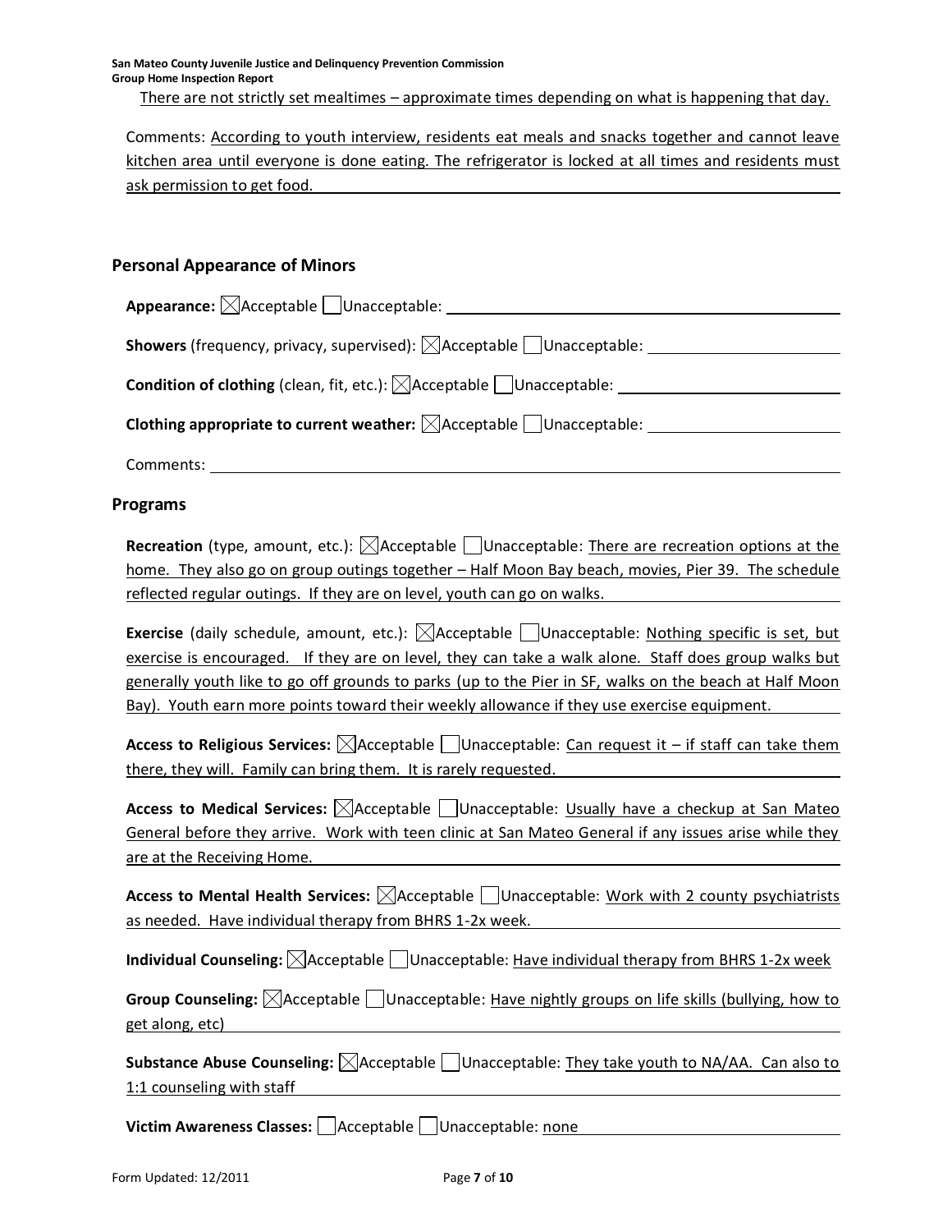There are not strictly set mealtimes – approximate times depending on what is happening that day.

Comments: According to youth interview, residents eat meals and snacks together and cannot leave kitchen area until everyone is done eating. The refrigerator is locked at all times and residents must ask permission to get food.

## Personal Appearance of Minors

**Appearance:** ☒ Acceptable ☐ Unacceptable:

**Showers** (frequency, privacy, supervised): ☒ Acceptable ☐ Unacceptable:

**Condition of clothing** (clean, fit, etc.): ☒ Acceptable ☐ Unacceptable:

**Clothing appropriate to current weather:** ☒ Acceptable ☐ Unacceptable:

Comments:

## Programs

**Recreation** (type, amount, etc.): ☒ Acceptable ☐ Unacceptable: There are recreation options at the home. They also go on group outings together – Half Moon Bay beach, movies, Pier 39. The schedule reflected regular outings. If they are on level, youth can go on walks.

**Exercise** (daily schedule, amount, etc.): ☒ Acceptable ☐ Unacceptable: Nothing specific is set, but exercise is encouraged. If they are on level, they can take a walk alone. Staff does group walks but generally youth like to go off grounds to parks (up to the Pier in SF, walks on the beach at Half Moon Bay). Youth earn more points toward their weekly allowance if they use exercise equipment.

**Access to Religious Services:** ☒ Acceptable ☐ Unacceptable: Can request it – if staff can take them there, they will. Family can bring them. It is rarely requested.

**Access to Medical Services:** ☒ Acceptable ☐ Unacceptable: Usually have a checkup at San Mateo General before they arrive. Work with teen clinic at San Mateo General if any issues arise while they are at the Receiving Home.

**Access to Mental Health Services:** ☒ Acceptable ☐ Unacceptable: Work with 2 county psychiatrists as needed. Have individual therapy from BHRS 1-2x week.

**Individual Counseling:** ☒ Acceptable ☐ Unacceptable: Have individual therapy from BHRS 1-2x week

**Group Counseling:** ☒ Acceptable ☐ Unacceptable: Have nightly groups on life skills (bullying, how to get along, etc)

**Substance Abuse Counseling:** ☒ Acceptable ☐ Unacceptable: They take youth to NA/AA. Can also to 1:1 counseling with staff

**Victim Awareness Classes:** ☐ Acceptable ☐ Unacceptable: none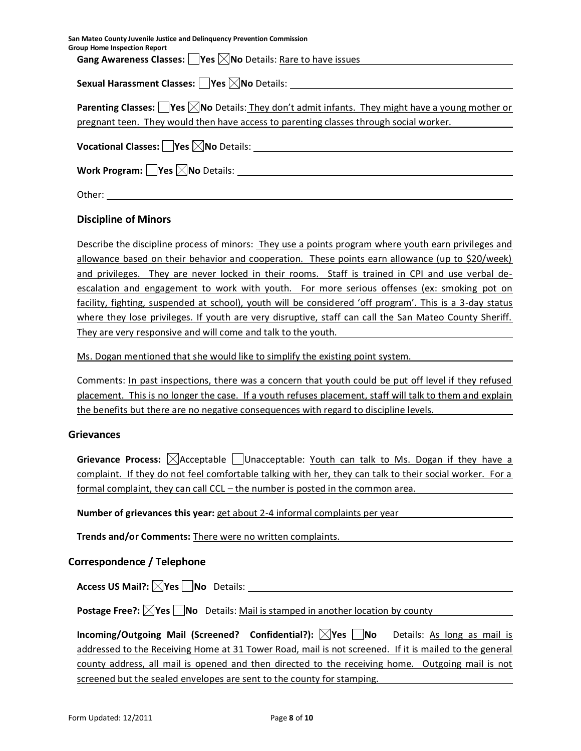**Gang Awareness Classes:** ☐ **Yes** ☒ **No** Details: Rare to have issues

**Sexual Harassment Classes:** ☐ **Yes** ☒ **No** Details:

**Parenting Classes:** ☐ **Yes** ☒ **No** Details: They don't admit infants. They might have a young mother or pregnant teen. They would then have access to parenting classes through social worker.

**Vocational Classes:** ☐ **Yes** ☒ **No** Details:

**Work Program:** ☐ **Yes** ☒ **No** Details:

Other:

### Discipline of Minors

Describe the discipline process of minors: They use a points program where youth earn privileges and allowance based on their behavior and cooperation. These points earn allowance (up to $20/week) and privileges. They are never locked in their rooms. Staff is trained in CPI and use verbal de-escalation and engagement to work with youth. For more serious offenses (ex: smoking pot on facility, fighting, suspended at school), youth will be considered 'off program'. This is a 3-day status where they lose privileges. If youth are very disruptive, staff can call the San Mateo County Sheriff. They are very responsive and will come and talk to the youth.

Ms. Dogan mentioned that she would like to simplify the existing point system.

Comments: In past inspections, there was a concern that youth could be put off level if they refused placement. This is no longer the case. If a youth refuses placement, staff will talk to them and explain the benefits but there are no negative consequences with regard to discipline levels.

## Grievances

**Grievance Process:** ☒ Acceptable ☐ Unacceptable: Youth can talk to Ms. Dogan if they have a complaint. If they do not feel comfortable talking with her, they can talk to their social worker. For a formal complaint, they can call CCL – the number is posted in the common area.

**Number of grievances this year:** get about 2-4 informal complaints per year

**Trends and/or Comments:** There were no written complaints.

## Correspondence / Telephone

**Access US Mail?:** ☒ **Yes** ☐ **No** Details:

**Postage Free?:** ☒ **Yes** ☐ **No** Details: Mail is stamped in another location by county

**Incoming/Outgoing Mail (Screened? Confidential?):** ☒ **Yes** ☐ **No** Details: As long as mail is addressed to the Receiving Home at 31 Tower Road, mail is not screened. If it is mailed to the general county address, all mail is opened and then directed to the receiving home. Outgoing mail is not screened but the sealed envelopes are sent to the county for stamping.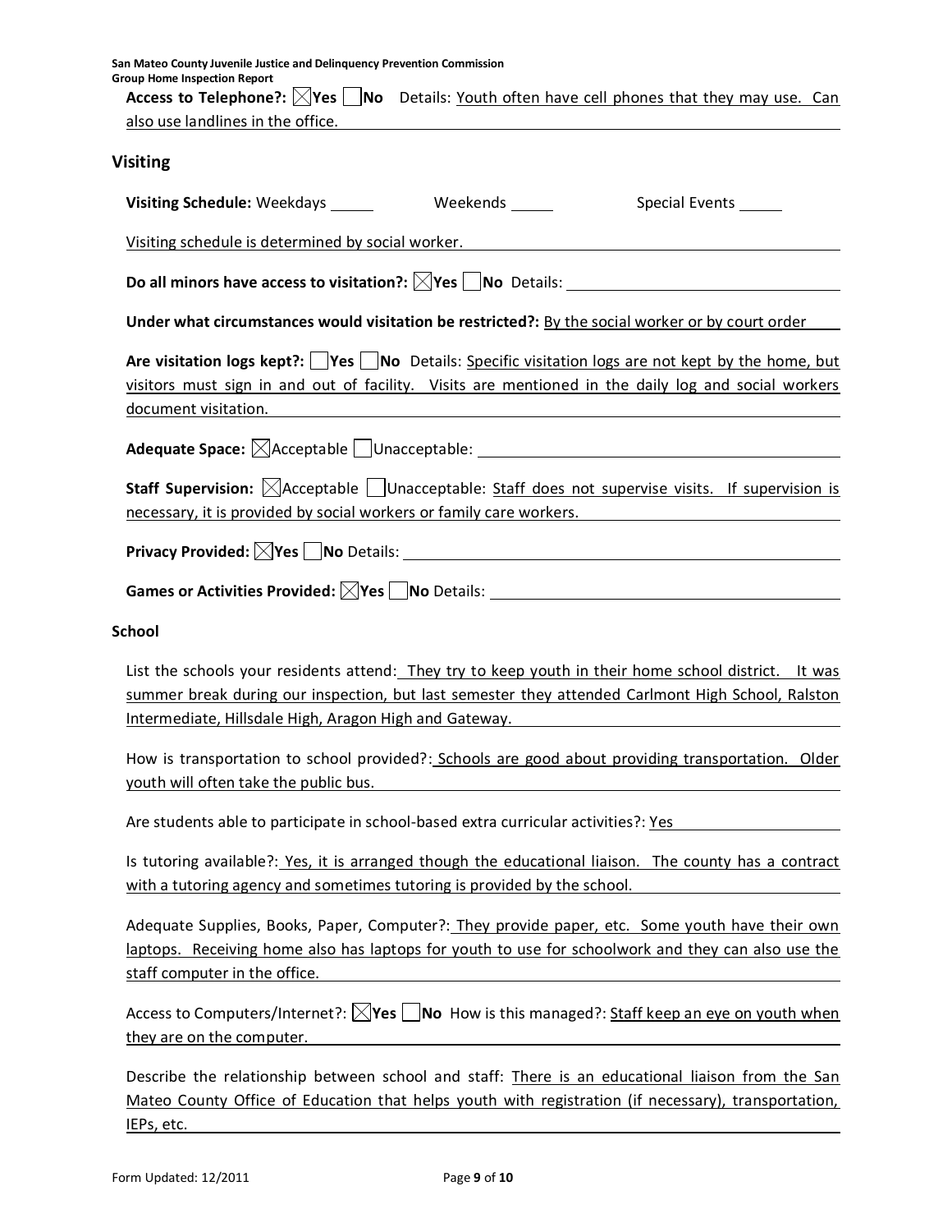**Access to Telephone?:** ☒**Yes** ☐**No** Details: Youth often have cell phones that they may use. Can also use landlines in the office.

## Visiting

**Visiting Schedule:** Weekdays \_\_\_\_\_ Weekends \_\_\_\_\_ Special Events \_\_\_\_\_

Visiting schedule is determined by social worker.

**Do all minors have access to visitation?:** ☒**Yes** ☐**No** Details:

**Under what circumstances would visitation be restricted?:** By the social worker or by court order

**Are visitation logs kept?:** ☐**Yes** ☐**No** Details: Specific visitation logs are not kept by the home, but visitors must sign in and out of facility. Visits are mentioned in the daily log and social workers document visitation.

**Adequate Space:** ☒Acceptable ☐Unacceptable:

**Staff Supervision:** ☒Acceptable ☐Unacceptable: Staff does not supervise visits. If supervision is necessary, it is provided by social workers or family care workers.

**Privacy Provided:** ☒**Yes** ☐**No** Details:

**Games or Activities Provided:** ☒**Yes** ☐**No** Details:

### School

List the schools your residents attend: They try to keep youth in their home school district. It was summer break during our inspection, but last semester they attended Carlmont High School, Ralston Intermediate, Hillsdale High, Aragon High and Gateway.

How is transportation to school provided?: Schools are good about providing transportation. Older youth will often take the public bus.

Are students able to participate in school-based extra curricular activities?: Yes

Is tutoring available?: Yes, it is arranged though the educational liaison. The county has a contract with a tutoring agency and sometimes tutoring is provided by the school.

Adequate Supplies, Books, Paper, Computer?: They provide paper, etc. Some youth have their own laptops. Receiving home also has laptops for youth to use for schoolwork and they can also use the staff computer in the office.

Access to Computers/Internet?: ☒**Yes** ☐**No** How is this managed?: Staff keep an eye on youth when they are on the computer.

Describe the relationship between school and staff: There is an educational liaison from the San Mateo County Office of Education that helps youth with registration (if necessary), transportation, IEPs, etc.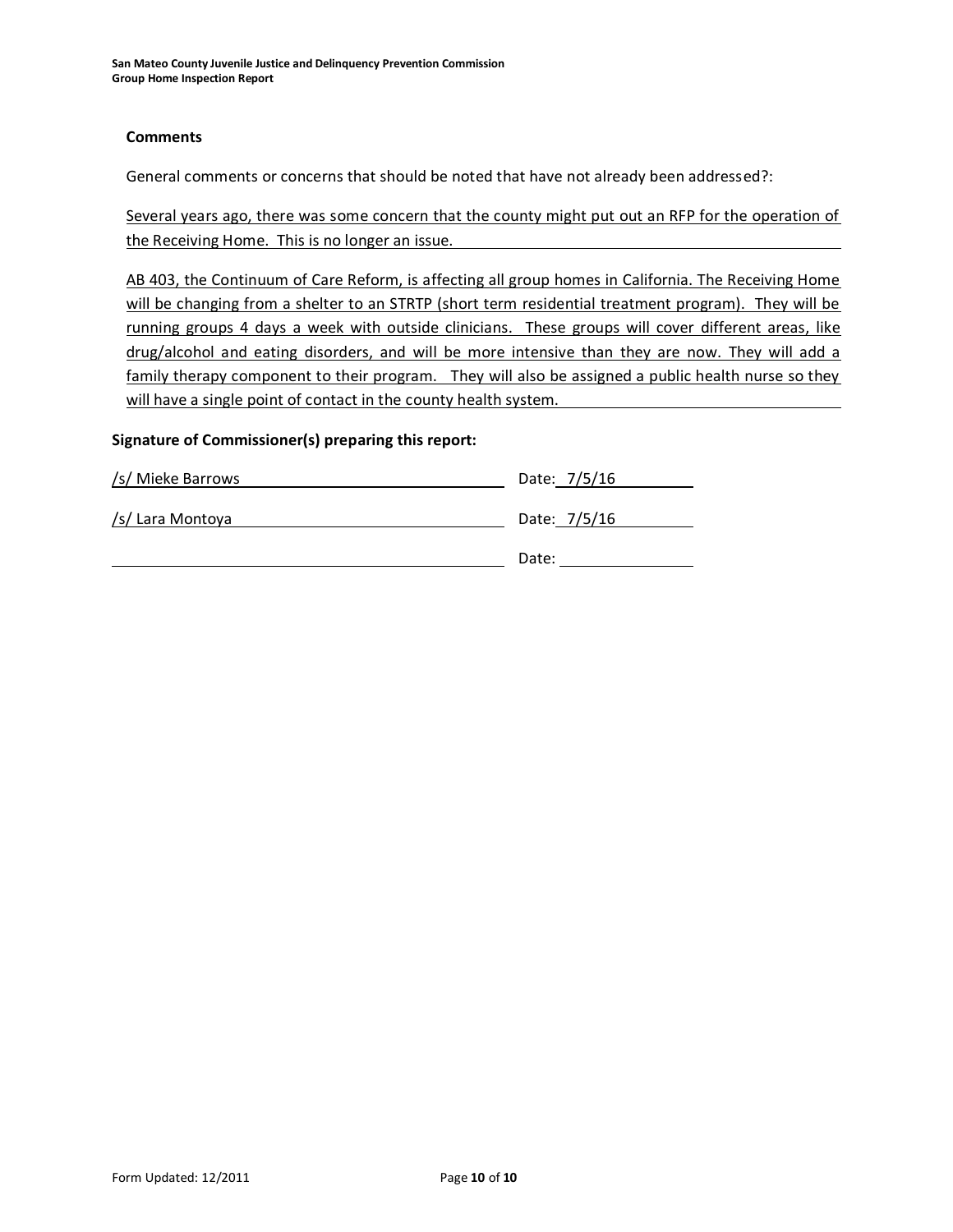**Comments**

General comments or concerns that should be noted that have not already been addressed?:

Several years ago, there was some concern that the county might put out an RFP for the operation of the Receiving Home. This is no longer an issue.

AB 403, the Continuum of Care Reform, is affecting all group homes in California. The Receiving Home will be changing from a shelter to an STRTP (short term residential treatment program). They will be running groups 4 days a week with outside clinicians. These groups will cover different areas, like drug/alcohol and eating disorders, and will be more intensive than they are now. They will add a family therapy component to their program. They will also be assigned a public health nurse so they will have a single point of contact in the county health system.

**Signature of Commissioner(s) preparing this report:**

/s/ Mieke Barrows Date: 7/5/16

/s/ Lara Montoya Date: 7/5/16

Date: